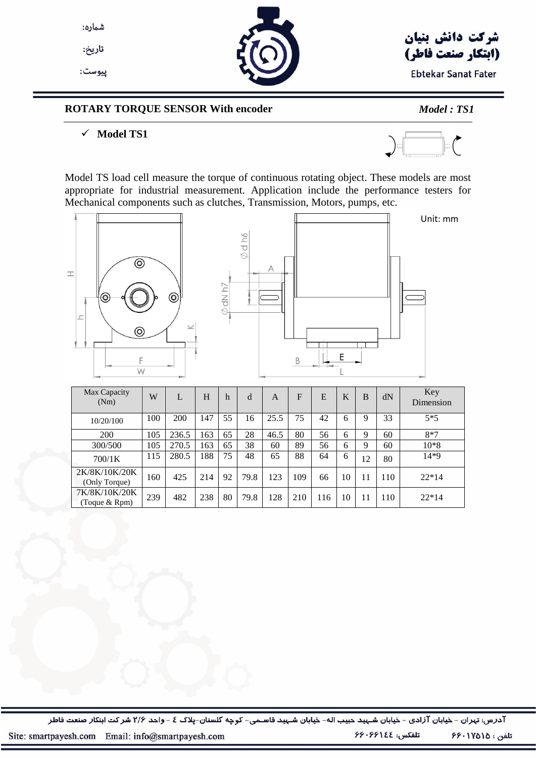شماره:

تاریخ:

پیوست:

**شرکت دانش بنیان (ابتکار صنعت فاطر)**

Ebtekar Sanat Fater

## ROTARY TORQUE SENSOR With encoder

***Model : TS1***

- ✓ **Model TS1**

Model TS load cell measure the torque of continuous rotating object. These models are most appropriate for industrial measurement. Application include the performance testers for Mechanical components such as clutches, Transmission, Motors, pumps, etc.

Unit: mm

| Max Capacity (Nm) | W | L | H | h | d | A | F | E | K | B | dN | Key Dimension |
|---|---|---|---|---|---|---|---|---|---|---|---|---|
| 10/20/100 | 100 | 200 | 147 | 55 | 16 | 25.5 | 75 | 42 | 6 | 9 | 33 | 5*5 |
| 200 | 105 | 236.5 | 163 | 65 | 28 | 46.5 | 80 | 56 | 6 | 9 | 60 | 8*7 |
| 300/500 | 105 | 270.5 | 163 | 65 | 38 | 60 | 89 | 56 | 6 | 9 | 60 | 10*8 |
| 700/1K | 115 | 280.5 | 188 | 75 | 48 | 65 | 88 | 64 | 6 | 12 | 80 | 14*9 |
| 2K/8K/10K/20K (Only Torque) | 160 | 425 | 214 | 92 | 79.8 | 123 | 109 | 66 | 10 | 11 | 110 | 22*14 |
| 7K/8K/10K/20K (Toque & Rpm) | 239 | 482 | 238 | 80 | 79.8 | 128 | 210 | 116 | 10 | 11 | 110 | 22*14 |

آدرس: تهران - خیابان آزادی - خیابان شهید حبیب اله- خیابان شهید قاسمی- کوچه گلستان-پلاک ٤ - واحد ۲/۶ شرکت ابتکار صنعت فاطر

Site: smartpayesh.com Email: info@smartpayesh.com تلفکس: ۶۶۰۶۶۱۴۴ تلفن : ۶۶۰۱۷۵۱۵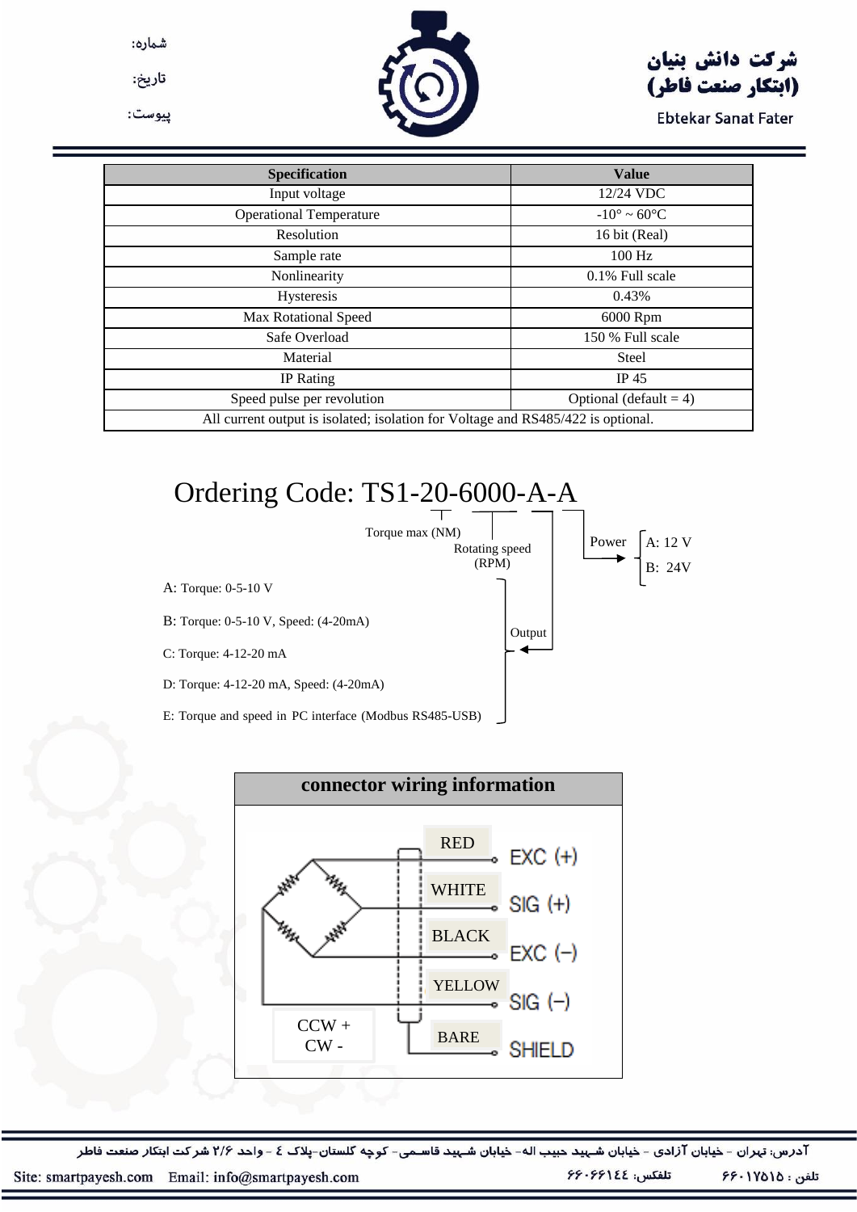| Specification | Value |
|---|---|
| Input voltage | 12/24 VDC |
| Operational Temperature | -10° ~ 60°C |
| Resolution | 16 bit (Real) |
| Sample rate | 100 Hz |
| Nonlinearity | 0.1% Full scale |
| Hysteresis | 0.43% |
| Max Rotational Speed | 6000 Rpm |
| Safe Overload | 150 % Full scale |
| Material | Steel |
| IP Rating | IP 45 |
| Speed pulse per revolution | Optional (default = 4) |
| All current output is isolated; isolation for Voltage and RS485/422 is optional. | |

# Ordering Code: TS1-20-6000-A-A

- **20** — Torque max (NM)
- **6000** — Rotating speed (RPM)
- **First A** — Output
  - A: Torque: 0-5-10 V
  - B: Torque: 0-5-10 V, Speed: (4-20mA)
  - C: Torque: 4-12-20 mA
  - D: Torque: 4-12-20 mA, Speed: (4-20mA)
  - E: Torque and speed in PC interface (Modbus RS485-USB)
- **Second A** — Power
  - A: 12 V
  - B: 24V

## connector wiring information

| Wire | Signal |
|---|---|
| RED | EXC (+) |
| WHITE | SIG (+) |
| BLACK | EXC (−) |
| YELLOW | SIG (−) |
| BARE | SHIELD |

CCW +
CW -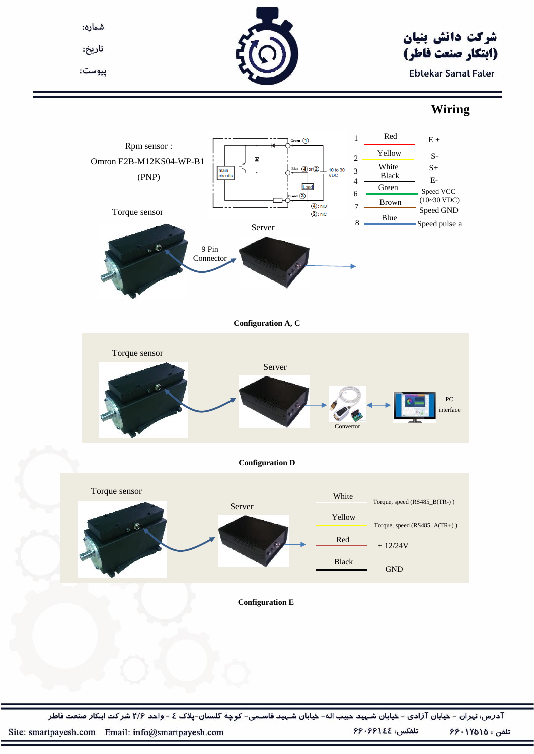شماره:

تاریخ:

پیوست:

شرکت دانش بنیان
(ابتکار صنعت فاطر)

Ebtekar Sanat Fater

## Wiring

Rpm sensor :

Omron E2B-M12KS04-WP-B1

(PNP)

Torque sensor

| Pin | Wire color | Signal |
|---|---|---|
| 1 | Red | E + |
| 2 | Yellow | S- |
| 3 | White | S+ |
| 4 | Black | E- |
| 6 | Green | Speed VCC (10~30 VDC) |
| 7 | Brown | Speed GND |
| 8 | Blue | Speed pulse a |

Server

9 Pin Connector

**Configuration A, C**

Torque sensor

Server

Convertor

PC interface

**Configuration D**

Torque sensor

Server

| Wire color | Signal |
|---|---|
| White | Torque, speed (RS485_B(TR-) ) |
| Yellow | Torque, speed (RS485_A(TR+) ) |
| Red | + 12/24V |
| Black | GND |

**Configuration E**

آدرس: تهران - خیابان آزادی - خیابان شهید حبیب اله- خیابان شهید قاسمی- کوچه گلستان-پلاک ٤ - واحد ٢/۶ شرکت ابتکار صنعت فاطر

Site: smartpayesh.com Email: info@smartpayesh.com تلفکس: ۶۶۰۶۶۱٤٤ تلفن : ۶۶۰۱۷۵۱۵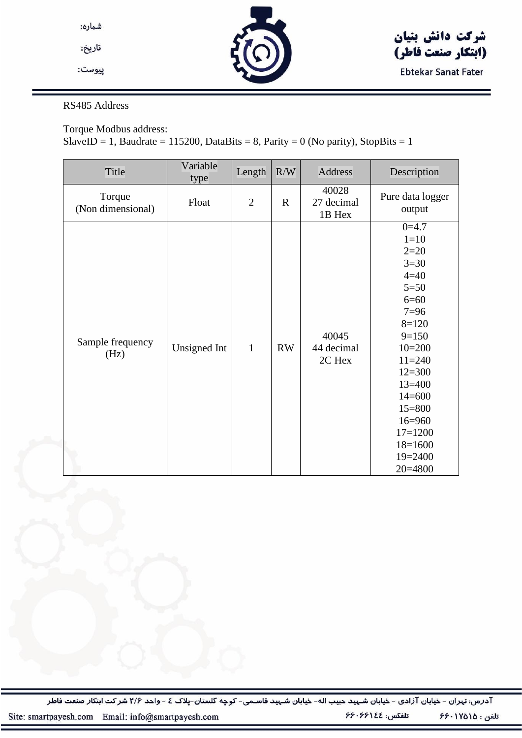RS485 Address

Torque Modbus address:
SlaveID = 1, Baudrate = 115200, DataBits = 8, Parity = 0 (No parity), StopBits = 1

| Title | Variable type | Length | R/W | Address | Description |
|---|---|---|---|---|---|
| Torque (Non dimensional) | Float | 2 | R | 40028 27 decimal 1B Hex | Pure data logger output |
| Sample frequency (Hz) | Unsigned Int | 1 | RW | 40045 44 decimal 2C Hex | 0=4.7 1=10 2=20 3=30 4=40 5=50 6=60 7=96 8=120 9=150 10=200 11=240 12=300 13=400 14=600 15=800 16=960 17=1200 18=1600 19=2400 20=4800 |